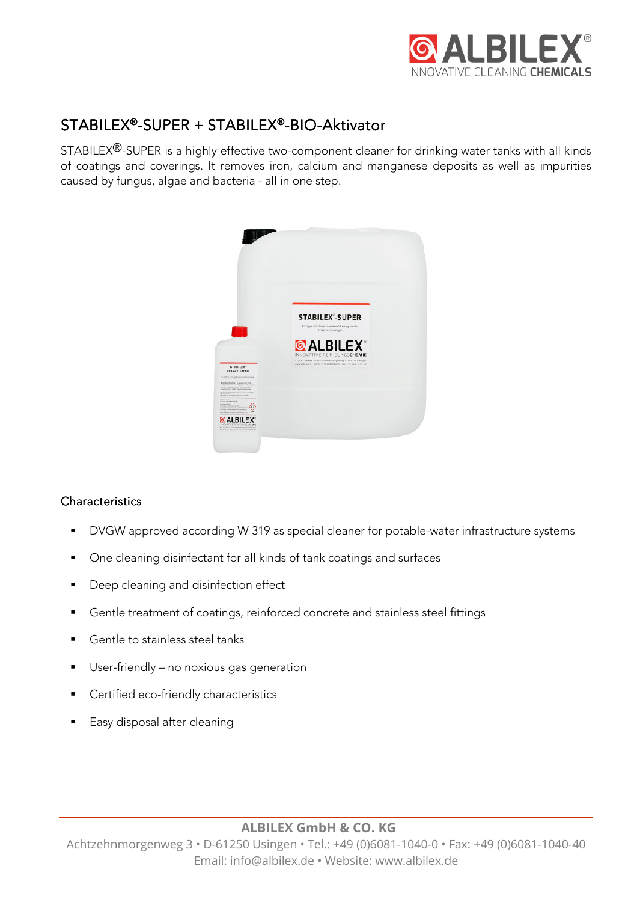# STABILEX®-SUPER + STABILEX®-BIO-Aktivator

STABILEX®-SUPER is a highly effective two-component cleaner for drinking water tanks with all kinds of coatings and coverings. It removes iron, calcium and manganese deposits as well as impurities caused by fungus, algae and bacteria - all in one step.

## Characteristics

- DVGW approved according W 319 as special cleaner for potable-water infrastructure systems
- <u>One</u> cleaning disinfectant for <u>all</u> kinds of tank coatings and surfaces
- Deep cleaning and disinfection effect
- Gentle treatment of coatings, reinforced concrete and stainless steel fittings
- Gentle to stainless steel tanks
- User-friendly – no noxious gas generation
- Certified eco-friendly characteristics
- Easy disposal after cleaning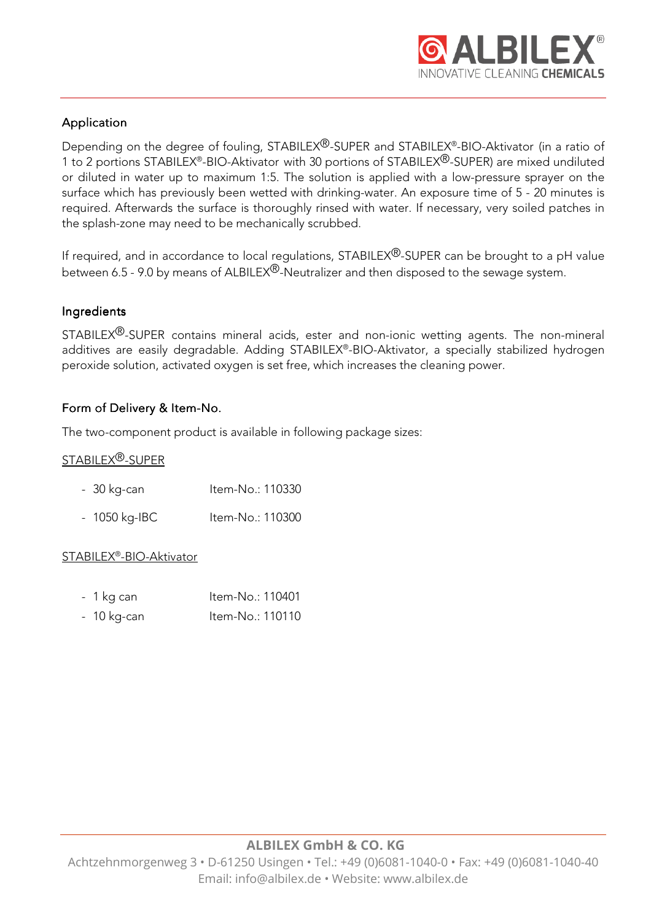## Application

Depending on the degree of fouling, STABILEX®-SUPER and STABILEX®-BIO-Aktivator (in a ratio of 1 to 2 portions STABILEX®-BIO-Aktivator with 30 portions of STABILEX®-SUPER) are mixed undiluted or diluted in water up to maximum 1:5. The solution is applied with a low-pressure sprayer on the surface which has previously been wetted with drinking-water. An exposure time of 5 - 20 minutes is required. Afterwards the surface is thoroughly rinsed with water. If necessary, very soiled patches in the splash-zone may need to be mechanically scrubbed.

If required, and in accordance to local regulations, STABILEX®-SUPER can be brought to a pH value between 6.5 - 9.0 by means of ALBILEX®-Neutralizer and then disposed to the sewage system.

## Ingredients

STABILEX®-SUPER contains mineral acids, ester and non-ionic wetting agents. The non-mineral additives are easily degradable. Adding STABILEX®-BIO-Aktivator, a specially stabilized hydrogen peroxide solution, activated oxygen is set free, which increases the cleaning power.

## Form of Delivery & Item-No.

The two-component product is available in following package sizes:

STABILEX®-SUPER

- 30 kg-can Item-No.: 110330
- 1050 kg-IBC Item-No.: 110300

STABILEX®-BIO-Aktivator

- 1 kg can Item-No.: 110401
- 10 kg-can Item-No.: 110110